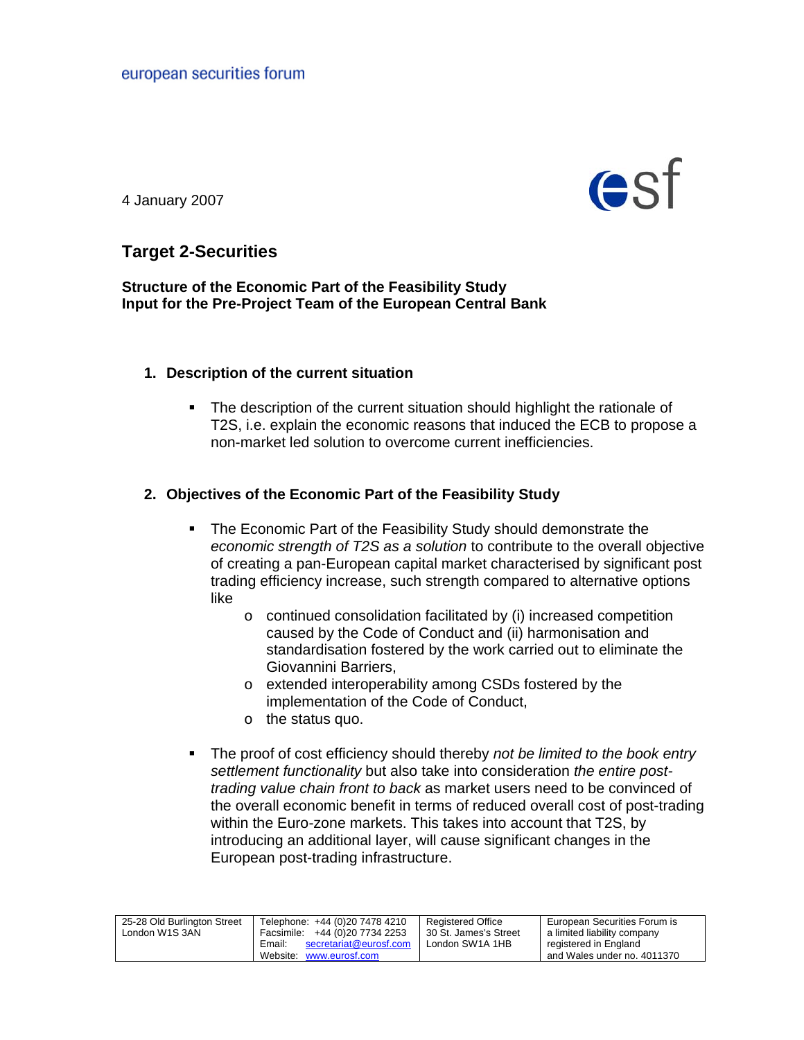european securities forum

4 January 2007

esf

# Target 2-Securities

**Structure of the Economic Part of the Feasibility Study**
**Input for the Pre-Project Team of the European Central Bank**

## 1. Description of the current situation

- The description of the current situation should highlight the rationale of T2S, i.e. explain the economic reasons that induced the ECB to propose a non-market led solution to overcome current inefficiencies.

## 2. Objectives of the Economic Part of the Feasibility Study

- The Economic Part of the Feasibility Study should demonstrate the *economic strength of T2S as a solution* to contribute to the overall objective of creating a pan-European capital market characterised by significant post trading efficiency increase, such strength compared to alternative options like
  - continued consolidation facilitated by (i) increased competition caused by the Code of Conduct and (ii) harmonisation and standardisation fostered by the work carried out to eliminate the Giovannini Barriers,
  - extended interoperability among CSDs fostered by the implementation of the Code of Conduct,
  - the status quo.

- The proof of cost efficiency should thereby *not be limited to the book entry settlement functionality* but also take into consideration *the entire post-trading value chain front to back* as market users need to be convinced of the overall economic benefit in terms of reduced overall cost of post-trading within the Euro-zone markets. This takes into account that T2S, by introducing an additional layer, will cause significant changes in the European post-trading infrastructure.

| 25-28 Old Burlington Street London W1S 3AN | Telephone: +44 (0)20 7478 4210 Facsimile: +44 (0)20 7734 2253 Email: secretariat@eurosf.com Website: www.eurosf.com | Registered Office 30 St. James's Street London SW1A 1HB | European Securities Forum is a limited liability company registered in England and Wales under no. 4011370 |
|---|---|---|---|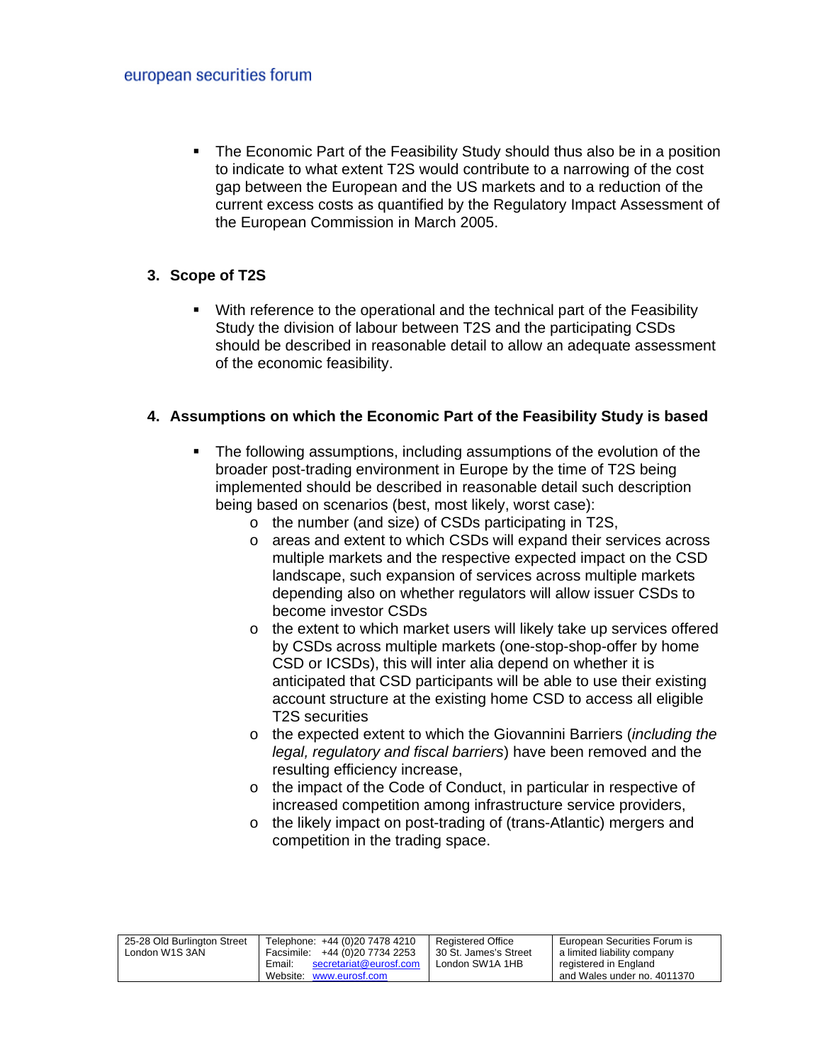- The Economic Part of the Feasibility Study should thus also be in a position to indicate to what extent T2S would contribute to a narrowing of the cost gap between the European and the US markets and to a reduction of the current excess costs as quantified by the Regulatory Impact Assessment of the European Commission in March 2005.

## 3. Scope of T2S

- With reference to the operational and the technical part of the Feasibility Study the division of labour between T2S and the participating CSDs should be described in reasonable detail to allow an adequate assessment of the economic feasibility.

## 4. Assumptions on which the Economic Part of the Feasibility Study is based

- The following assumptions, including assumptions of the evolution of the broader post-trading environment in Europe by the time of T2S being implemented should be described in reasonable detail such description being based on scenarios (best, most likely, worst case):
  - the number (and size) of CSDs participating in T2S,
  - areas and extent to which CSDs will expand their services across multiple markets and the respective expected impact on the CSD landscape, such expansion of services across multiple markets depending also on whether regulators will allow issuer CSDs to become investor CSDs
  - the extent to which market users will likely take up services offered by CSDs across multiple markets (one-stop-shop-offer by home CSD or ICSDs), this will inter alia depend on whether it is anticipated that CSD participants will be able to use their existing account structure at the existing home CSD to access all eligible T2S securities
  - the expected extent to which the Giovannini Barriers (*including the legal, regulatory and fiscal barriers*) have been removed and the resulting efficiency increase,
  - the impact of the Code of Conduct, in particular in respective of increased competition among infrastructure service providers,
  - the likely impact on post-trading of (trans-Atlantic) mergers and competition in the trading space.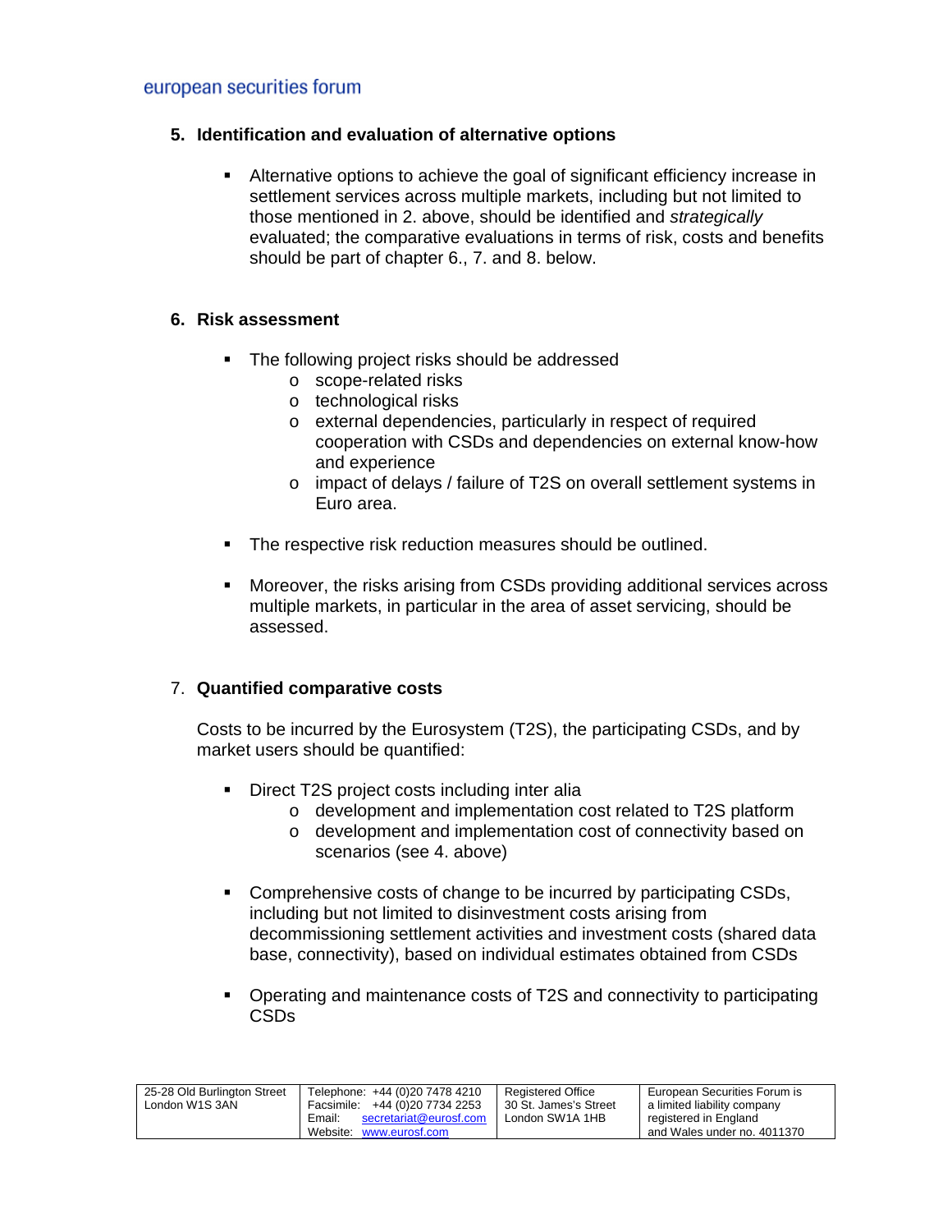## 5. Identification and evaluation of alternative options

- Alternative options to achieve the goal of significant efficiency increase in settlement services across multiple markets, including but not limited to those mentioned in 2. above, should be identified and *strategically* evaluated; the comparative evaluations in terms of risk, costs and benefits should be part of chapter 6., 7. and 8. below.

## 6. Risk assessment

- The following project risks should be addressed
  - scope-related risks
  - technological risks
  - external dependencies, particularly in respect of required cooperation with CSDs and dependencies on external know-how and experience
  - impact of delays / failure of T2S on overall settlement systems in Euro area.
- The respective risk reduction measures should be outlined.
- Moreover, the risks arising from CSDs providing additional services across multiple markets, in particular in the area of asset servicing, should be assessed.

## 7. Quantified comparative costs

Costs to be incurred by the Eurosystem (T2S), the participating CSDs, and by market users should be quantified:

- Direct T2S project costs including inter alia
  - development and implementation cost related to T2S platform
  - development and implementation cost of connectivity based on scenarios (see 4. above)
- Comprehensive costs of change to be incurred by participating CSDs, including but not limited to disinvestment costs arising from decommissioning settlement activities and investment costs (shared data base, connectivity), based on individual estimates obtained from CSDs
- Operating and maintenance costs of T2S and connectivity to participating CSDs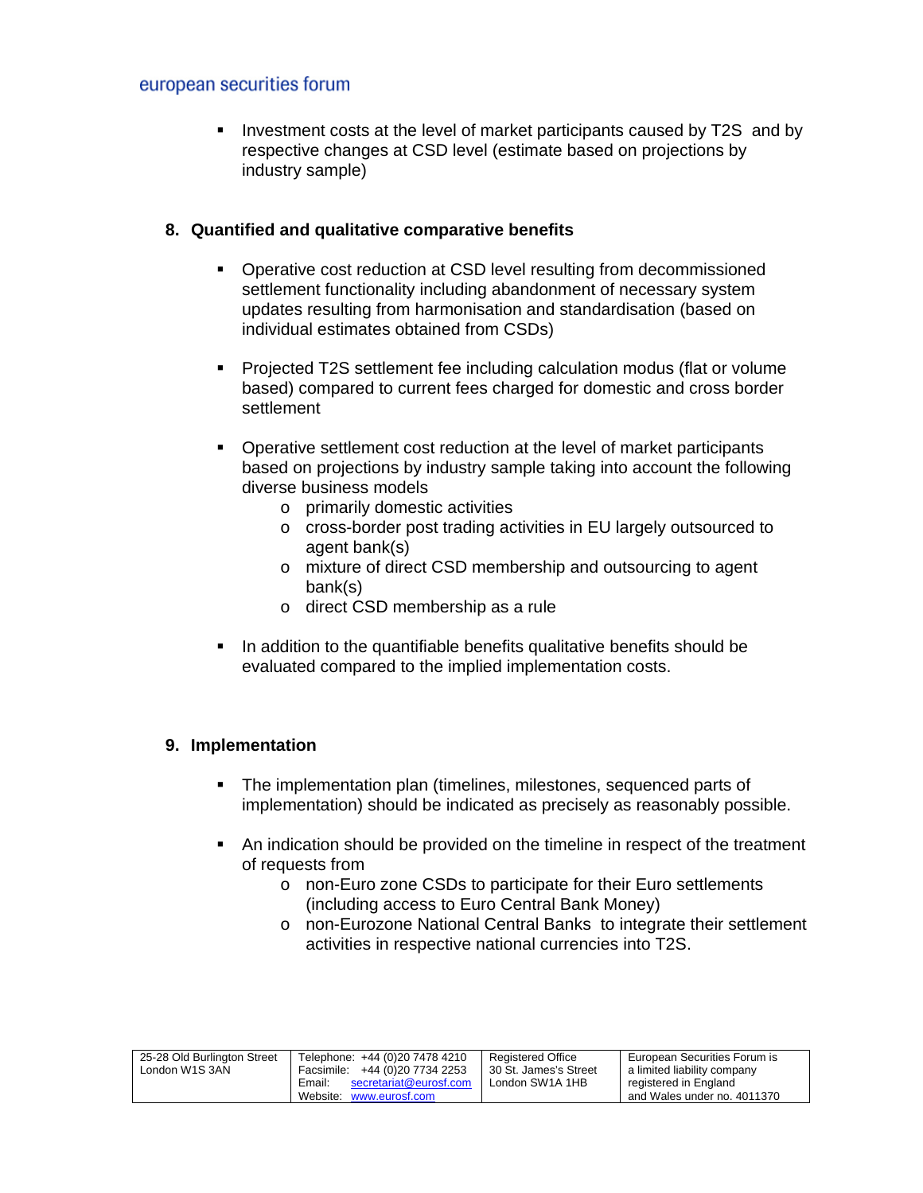- Investment costs at the level of market participants caused by T2S and by respective changes at CSD level (estimate based on projections by industry sample)

## 8. Quantified and qualitative comparative benefits

- Operative cost reduction at CSD level resulting from decommissioned settlement functionality including abandonment of necessary system updates resulting from harmonisation and standardisation (based on individual estimates obtained from CSDs)

- Projected T2S settlement fee including calculation modus (flat or volume based) compared to current fees charged for domestic and cross border settlement

- Operative settlement cost reduction at the level of market participants based on projections by industry sample taking into account the following diverse business models
  - primarily domestic activities
  - cross-border post trading activities in EU largely outsourced to agent bank(s)
  - mixture of direct CSD membership and outsourcing to agent bank(s)
  - direct CSD membership as a rule

- In addition to the quantifiable benefits qualitative benefits should be evaluated compared to the implied implementation costs.

## 9. Implementation

- The implementation plan (timelines, milestones, sequenced parts of implementation) should be indicated as precisely as reasonably possible.

- An indication should be provided on the timeline in respect of the treatment of requests from
  - non-Euro zone CSDs to participate for their Euro settlements (including access to Euro Central Bank Money)
  - non-Eurozone National Central Banks to integrate their settlement activities in respective national currencies into T2S.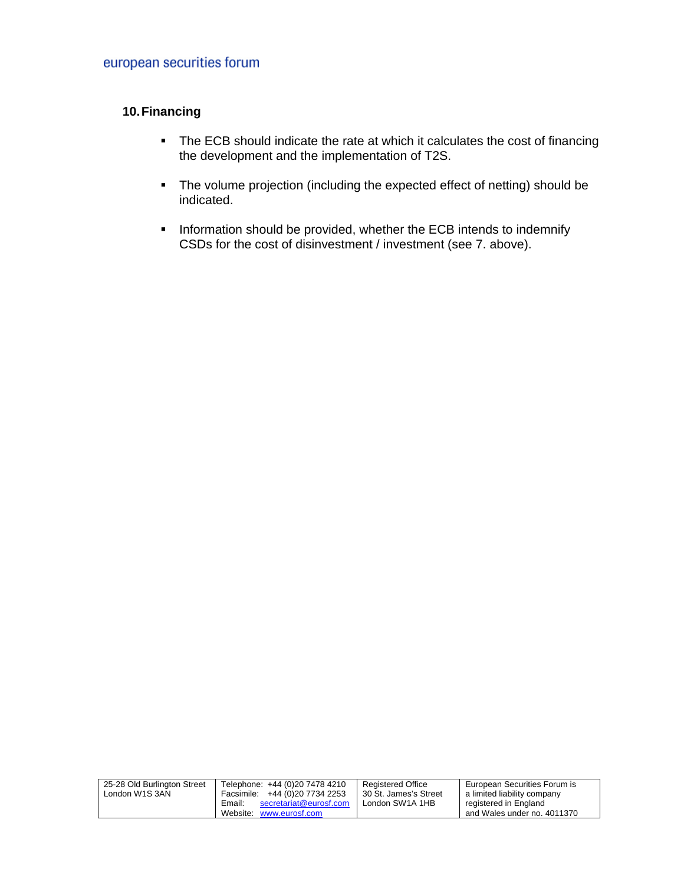## 10. Financing

- The ECB should indicate the rate at which it calculates the cost of financing the development and the implementation of T2S.
- The volume projection (including the expected effect of netting) should be indicated.
- Information should be provided, whether the ECB intends to indemnify CSDs for the cost of disinvestment / investment (see 7. above).